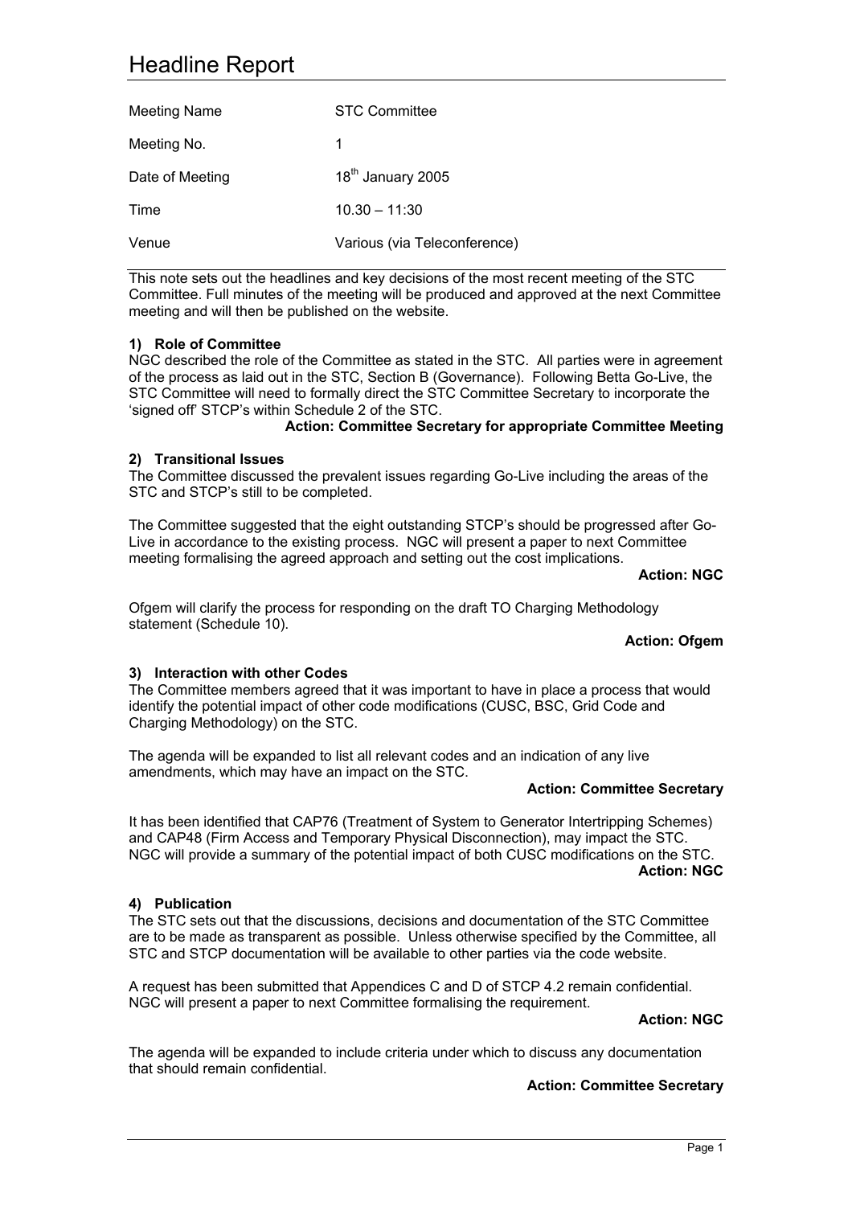# Headline Report

| Meeting Name | STC Committee |
|---|---|
| Meeting No. | 1 |
| Date of Meeting | 18th January 2005 |
| Time | 10.30 – 11:30 |
| Venue | Various (via Teleconference) |

This note sets out the headlines and key decisions of the most recent meeting of the STC Committee. Full minutes of the meeting will be produced and approved at the next Committee meeting and will then be published on the website.

**1) Role of Committee**

NGC described the role of the Committee as stated in the STC. All parties were in agreement of the process as laid out in the STC, Section B (Governance). Following Betta Go-Live, the STC Committee will need to formally direct the STC Committee Secretary to incorporate the 'signed off' STCP's within Schedule 2 of the STC.

**Action: Committee Secretary for appropriate Committee Meeting**

**2) Transitional Issues**

The Committee discussed the prevalent issues regarding Go-Live including the areas of the STC and STCP's still to be completed.

The Committee suggested that the eight outstanding STCP's should be progressed after Go-Live in accordance to the existing process. NGC will present a paper to next Committee meeting formalising the agreed approach and setting out the cost implications.

**Action: NGC**

Ofgem will clarify the process for responding on the draft TO Charging Methodology statement (Schedule 10).

**Action: Ofgem**

**3) Interaction with other Codes**

The Committee members agreed that it was important to have in place a process that would identify the potential impact of other code modifications (CUSC, BSC, Grid Code and Charging Methodology) on the STC.

The agenda will be expanded to list all relevant codes and an indication of any live amendments, which may have an impact on the STC.

**Action: Committee Secretary**

It has been identified that CAP76 (Treatment of System to Generator Intertripping Schemes) and CAP48 (Firm Access and Temporary Physical Disconnection), may impact the STC. NGC will provide a summary of the potential impact of both CUSC modifications on the STC.

**Action: NGC**

**4) Publication**

The STC sets out that the discussions, decisions and documentation of the STC Committee are to be made as transparent as possible. Unless otherwise specified by the Committee, all STC and STCP documentation will be available to other parties via the code website.

A request has been submitted that Appendices C and D of STCP 4.2 remain confidential. NGC will present a paper to next Committee formalising the requirement.

**Action: NGC**

The agenda will be expanded to include criteria under which to discuss any documentation that should remain confidential.

**Action: Committee Secretary**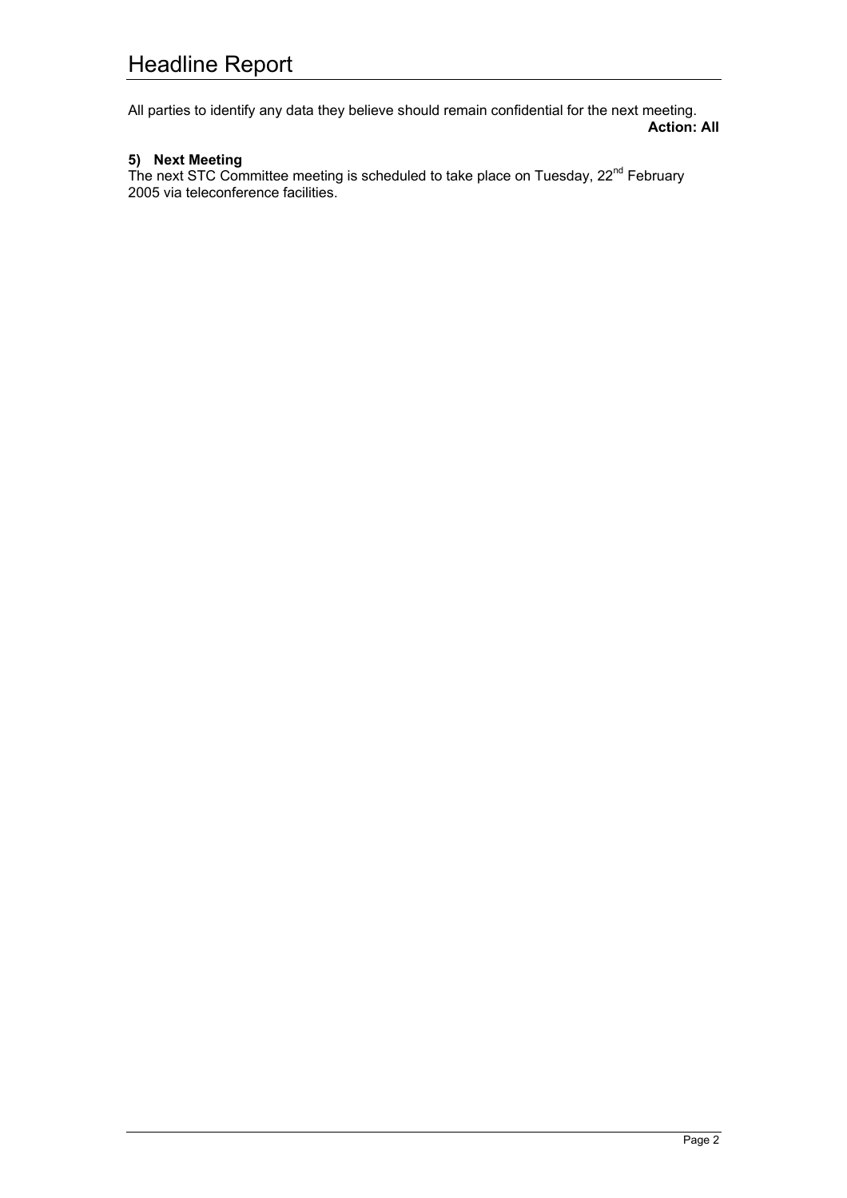All parties to identify any data they believe should remain confidential for the next meeting.

**Action: All**

**5) Next Meeting**

The next STC Committee meeting is scheduled to take place on Tuesday, 22nd February 2005 via teleconference facilities.